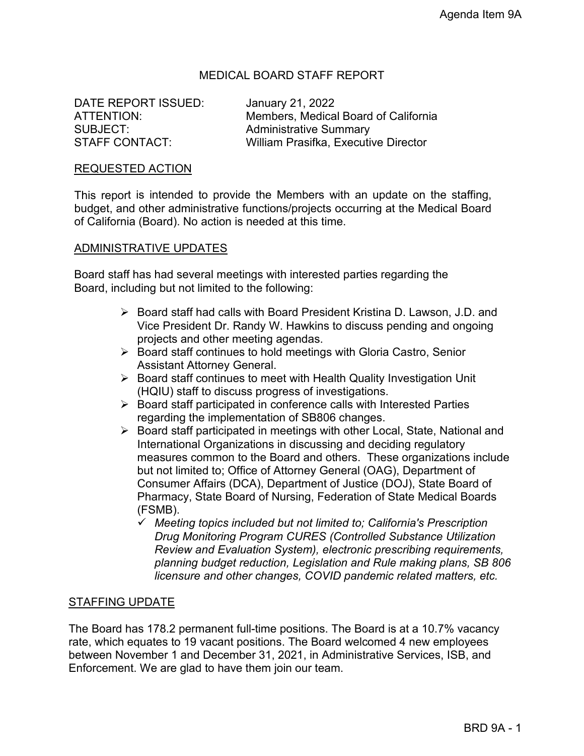Agenda Item 9A

# MEDICAL BOARD STAFF REPORT

DATE REPORT ISSUED: January 21, 2022
ATTENTION: Members, Medical Board of California
SUBJECT: Administrative Summary
STAFF CONTACT: William Prasifka, Executive Director

## REQUESTED ACTION

This report is intended to provide the Members with an update on the staffing, budget, and other administrative functions/projects occurring at the Medical Board of California (Board). No action is needed at this time.

## ADMINISTRATIVE UPDATES

Board staff has had several meetings with interested parties regarding the Board, including but not limited to the following:

- Board staff had calls with Board President Kristina D. Lawson, J.D. and Vice President Dr. Randy W. Hawkins to discuss pending and ongoing projects and other meeting agendas.
- Board staff continues to hold meetings with Gloria Castro, Senior Assistant Attorney General.
- Board staff continues to meet with Health Quality Investigation Unit (HQIU) staff to discuss progress of investigations.
- Board staff participated in conference calls with Interested Parties regarding the implementation of SB806 changes.
- Board staff participated in meetings with other Local, State, National and International Organizations in discussing and deciding regulatory measures common to the Board and others. These organizations include but not limited to; Office of Attorney General (OAG), Department of Consumer Affairs (DCA), Department of Justice (DOJ), State Board of Pharmacy, State Board of Nursing, Federation of State Medical Boards (FSMB).
  - ✓ *Meeting topics included but not limited to; California's Prescription Drug Monitoring Program CURES (Controlled Substance Utilization Review and Evaluation System), electronic prescribing requirements, planning budget reduction, Legislation and Rule making plans, SB 806 licensure and other changes, COVID pandemic related matters, etc.*

## STAFFING UPDATE

The Board has 178.2 permanent full-time positions. The Board is at a 10.7% vacancy rate, which equates to 19 vacant positions. The Board welcomed 4 new employees between November 1 and December 31, 2021, in Administrative Services, ISB, and Enforcement. We are glad to have them join our team.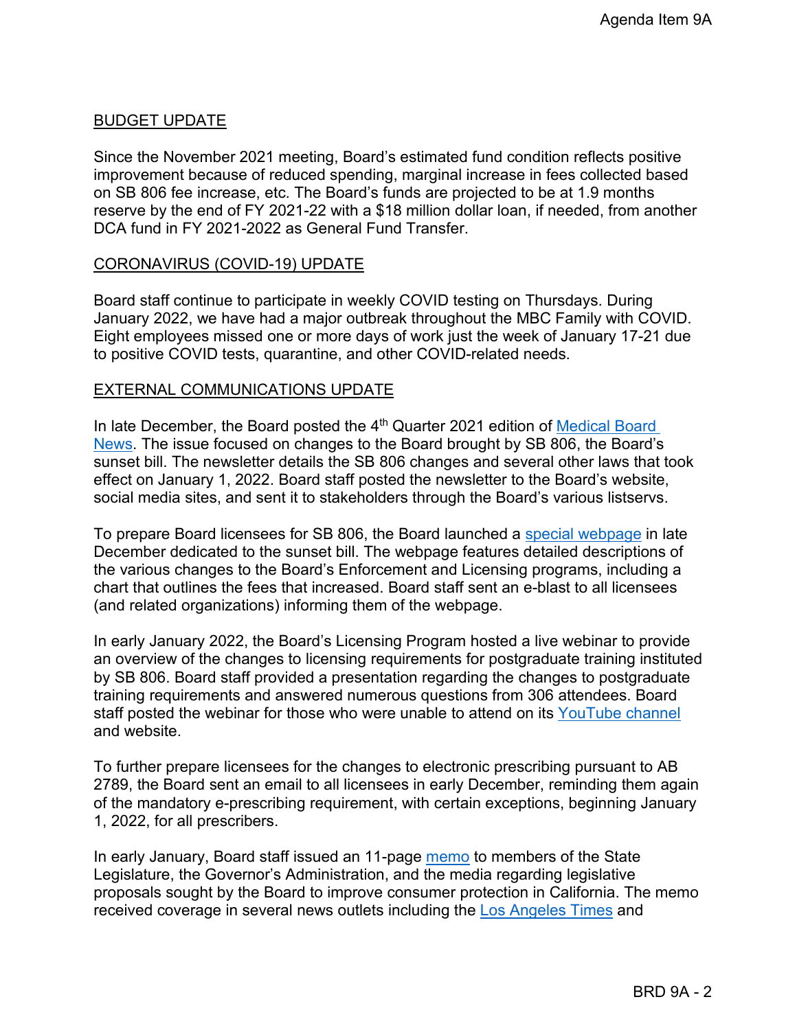## BUDGET UPDATE

Since the November 2021 meeting, Board's estimated fund condition reflects positive improvement because of reduced spending, marginal increase in fees collected based on SB 806 fee increase, etc. The Board's funds are projected to be at 1.9 months reserve by the end of FY 2021-22 with a $18 million dollar loan, if needed, from another DCA fund in FY 2021-2022 as General Fund Transfer.

## CORONAVIRUS (COVID-19) UPDATE

Board staff continue to participate in weekly COVID testing on Thursdays. During January 2022, we have had a major outbreak throughout the MBC Family with COVID. Eight employees missed one or more days of work just the week of January 17-21 due to positive COVID tests, quarantine, and other COVID-related needs.

## EXTERNAL COMMUNICATIONS UPDATE

In late December, the Board posted the 4th Quarter 2021 edition of Medical Board News. The issue focused on changes to the Board brought by SB 806, the Board's sunset bill. The newsletter details the SB 806 changes and several other laws that took effect on January 1, 2022. Board staff posted the newsletter to the Board's website, social media sites, and sent it to stakeholders through the Board's various listservs.

To prepare Board licensees for SB 806, the Board launched a special webpage in late December dedicated to the sunset bill. The webpage features detailed descriptions of the various changes to the Board's Enforcement and Licensing programs, including a chart that outlines the fees that increased. Board staff sent an e-blast to all licensees (and related organizations) informing them of the webpage.

In early January 2022, the Board's Licensing Program hosted a live webinar to provide an overview of the changes to licensing requirements for postgraduate training instituted by SB 806. Board staff provided a presentation regarding the changes to postgraduate training requirements and answered numerous questions from 306 attendees. Board staff posted the webinar for those who were unable to attend on its YouTube channel and website.

To further prepare licensees for the changes to electronic prescribing pursuant to AB 2789, the Board sent an email to all licensees in early December, reminding them again of the mandatory e-prescribing requirement, with certain exceptions, beginning January 1, 2022, for all prescribers.

In early January, Board staff issued an 11-page memo to members of the State Legislature, the Governor's Administration, and the media regarding legislative proposals sought by the Board to improve consumer protection in California. The memo received coverage in several news outlets including the Los Angeles Times and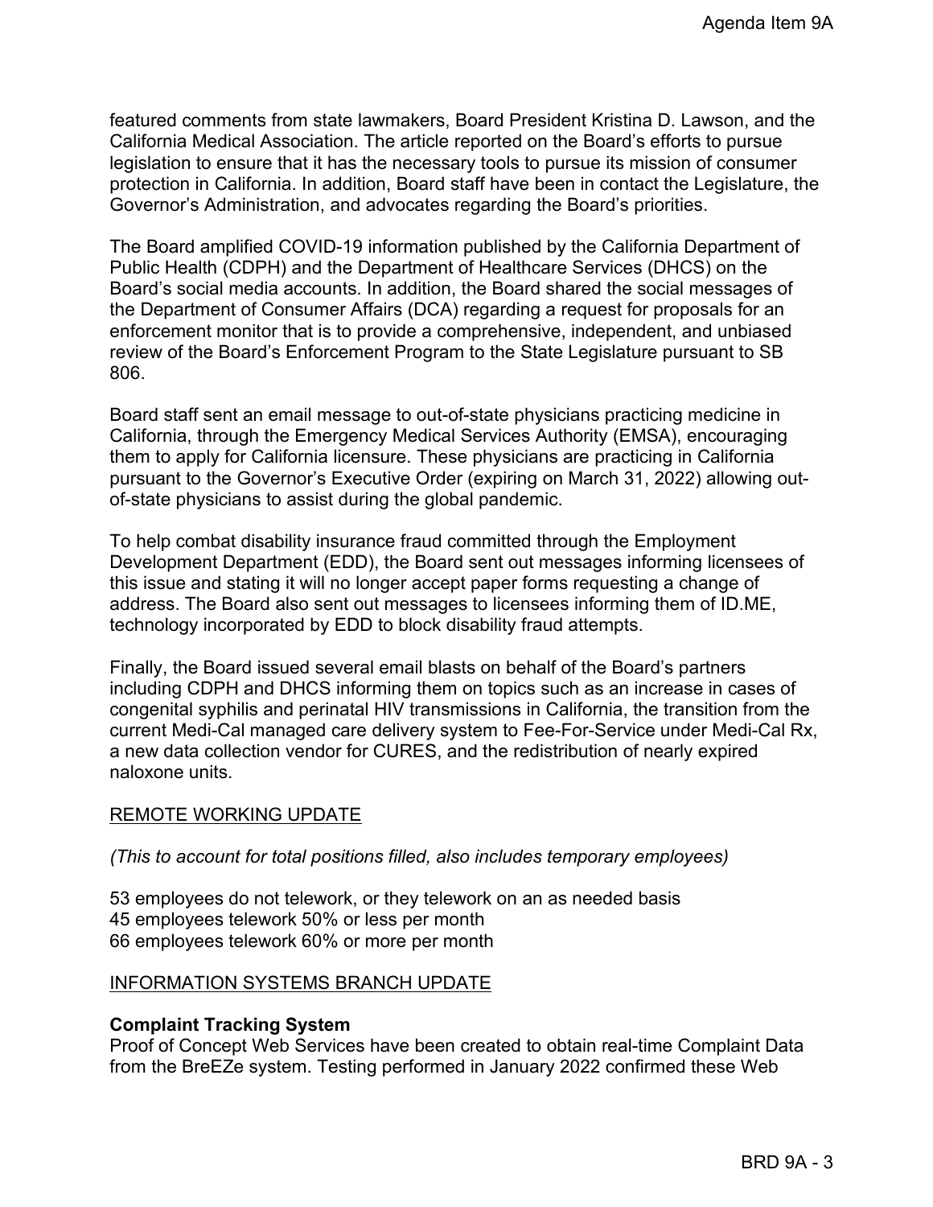featured comments from state lawmakers, Board President Kristina D. Lawson, and the California Medical Association. The article reported on the Board's efforts to pursue legislation to ensure that it has the necessary tools to pursue its mission of consumer protection in California. In addition, Board staff have been in contact the Legislature, the Governor's Administration, and advocates regarding the Board's priorities.

The Board amplified COVID-19 information published by the California Department of Public Health (CDPH) and the Department of Healthcare Services (DHCS) on the Board's social media accounts. In addition, the Board shared the social messages of the Department of Consumer Affairs (DCA) regarding a request for proposals for an enforcement monitor that is to provide a comprehensive, independent, and unbiased review of the Board's Enforcement Program to the State Legislature pursuant to SB 806.

Board staff sent an email message to out-of-state physicians practicing medicine in California, through the Emergency Medical Services Authority (EMSA), encouraging them to apply for California licensure. These physicians are practicing in California pursuant to the Governor's Executive Order (expiring on March 31, 2022) allowing out-of-state physicians to assist during the global pandemic.

To help combat disability insurance fraud committed through the Employment Development Department (EDD), the Board sent out messages informing licensees of this issue and stating it will no longer accept paper forms requesting a change of address. The Board also sent out messages to licensees informing them of ID.ME, technology incorporated by EDD to block disability fraud attempts.

Finally, the Board issued several email blasts on behalf of the Board's partners including CDPH and DHCS informing them on topics such as an increase in cases of congenital syphilis and perinatal HIV transmissions in California, the transition from the current Medi-Cal managed care delivery system to Fee-For-Service under Medi-Cal Rx, a new data collection vendor for CURES, and the redistribution of nearly expired naloxone units.

## REMOTE WORKING UPDATE

*(This to account for total positions filled, also includes temporary employees)*

53 employees do not telework, or they telework on an as needed basis
45 employees telework 50% or less per month
66 employees telework 60% or more per month

## INFORMATION SYSTEMS BRANCH UPDATE

**Complaint Tracking System**
Proof of Concept Web Services have been created to obtain real-time Complaint Data from the BreEZe system. Testing performed in January 2022 confirmed these Web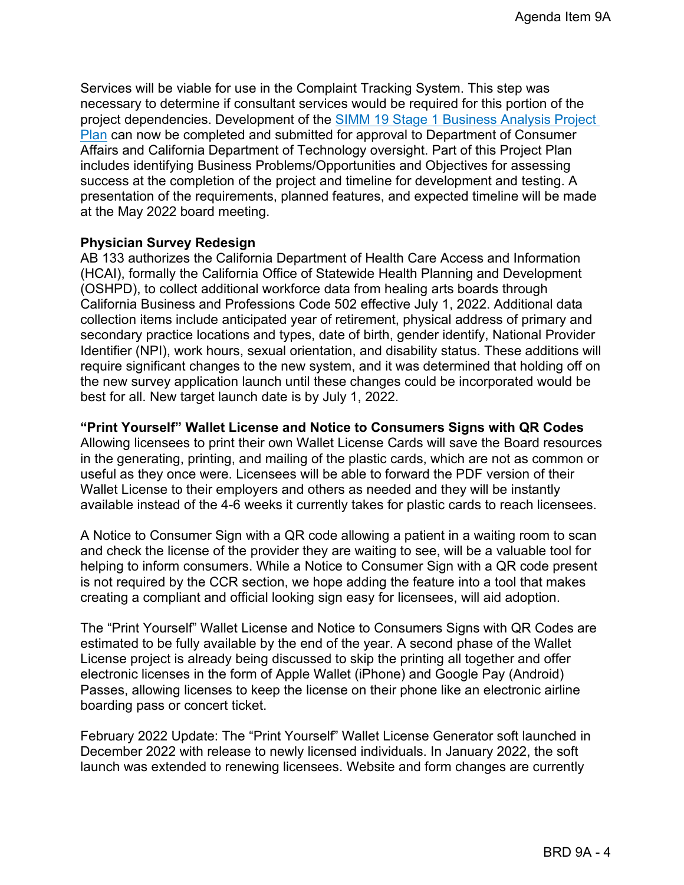Services will be viable for use in the Complaint Tracking System. This step was necessary to determine if consultant services would be required for this portion of the project dependencies. Development of the [SIMM 19 Stage 1 Business Analysis Project Plan]() can now be completed and submitted for approval to Department of Consumer Affairs and California Department of Technology oversight. Part of this Project Plan includes identifying Business Problems/Opportunities and Objectives for assessing success at the completion of the project and timeline for development and testing. A presentation of the requirements, planned features, and expected timeline will be made at the May 2022 board meeting.

**Physician Survey Redesign**

AB 133 authorizes the California Department of Health Care Access and Information (HCAI), formally the California Office of Statewide Health Planning and Development (OSHPD), to collect additional workforce data from healing arts boards through California Business and Professions Code 502 effective July 1, 2022. Additional data collection items include anticipated year of retirement, physical address of primary and secondary practice locations and types, date of birth, gender identify, National Provider Identifier (NPI), work hours, sexual orientation, and disability status. These additions will require significant changes to the new system, and it was determined that holding off on the new survey application launch until these changes could be incorporated would be best for all. New target launch date is by July 1, 2022.

**"Print Yourself" Wallet License and Notice to Consumers Signs with QR Codes**

Allowing licensees to print their own Wallet License Cards will save the Board resources in the generating, printing, and mailing of the plastic cards, which are not as common or useful as they once were. Licensees will be able to forward the PDF version of their Wallet License to their employers and others as needed and they will be instantly available instead of the 4-6 weeks it currently takes for plastic cards to reach licensees.

A Notice to Consumer Sign with a QR code allowing a patient in a waiting room to scan and check the license of the provider they are waiting to see, will be a valuable tool for helping to inform consumers. While a Notice to Consumer Sign with a QR code present is not required by the CCR section, we hope adding the feature into a tool that makes creating a compliant and official looking sign easy for licensees, will aid adoption.

The "Print Yourself" Wallet License and Notice to Consumers Signs with QR Codes are estimated to be fully available by the end of the year. A second phase of the Wallet License project is already being discussed to skip the printing all together and offer electronic licenses in the form of Apple Wallet (iPhone) and Google Pay (Android) Passes, allowing licenses to keep the license on their phone like an electronic airline boarding pass or concert ticket.

February 2022 Update: The "Print Yourself" Wallet License Generator soft launched in December 2022 with release to newly licensed individuals. In January 2022, the soft launch was extended to renewing licensees. Website and form changes are currently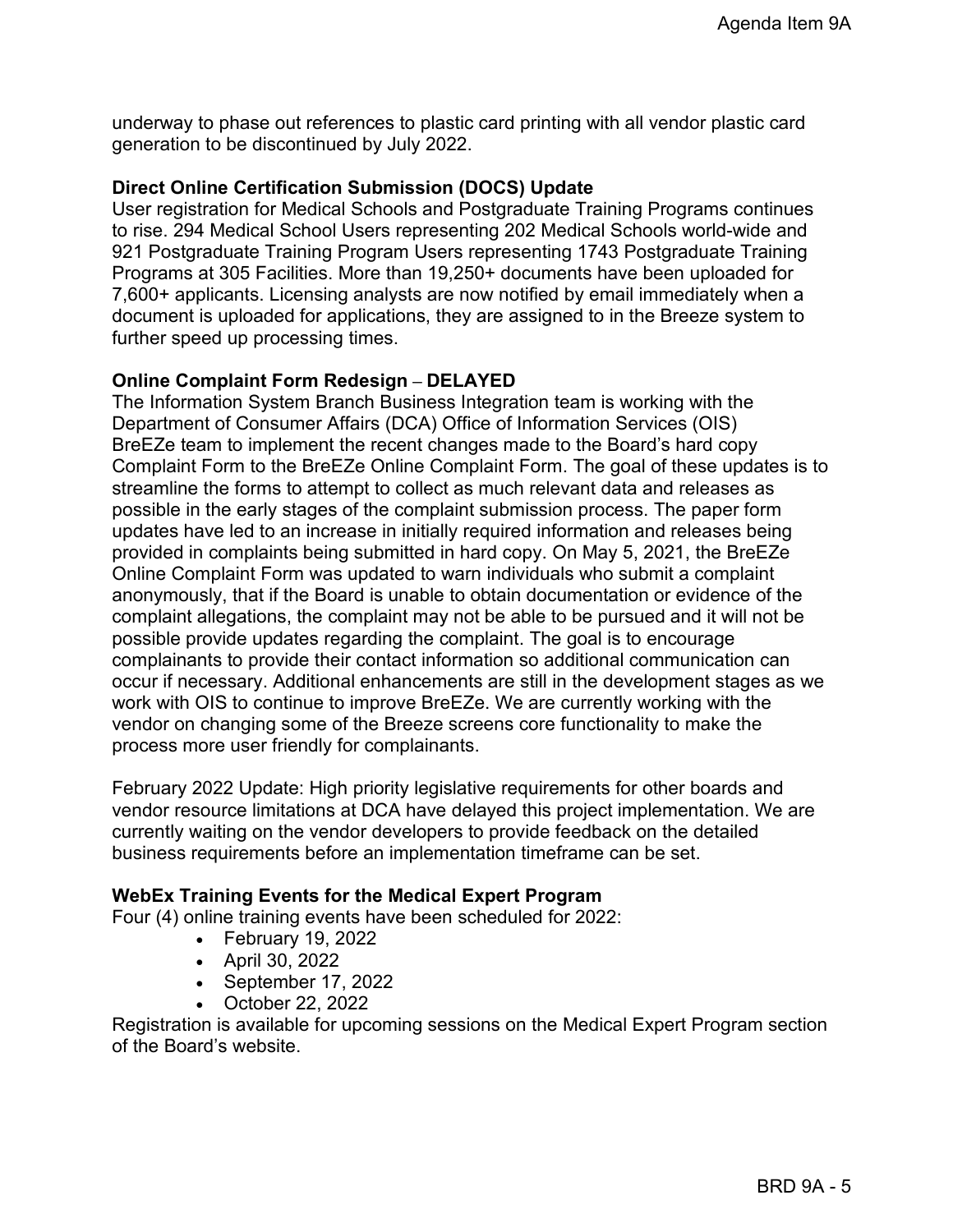underway to phase out references to plastic card printing with all vendor plastic card generation to be discontinued by July 2022.

**Direct Online Certification Submission (DOCS) Update**

User registration for Medical Schools and Postgraduate Training Programs continues to rise. 294 Medical School Users representing 202 Medical Schools world-wide and 921 Postgraduate Training Program Users representing 1743 Postgraduate Training Programs at 305 Facilities. More than 19,250+ documents have been uploaded for 7,600+ applicants. Licensing analysts are now notified by email immediately when a document is uploaded for applications, they are assigned to in the Breeze system to further speed up processing times.

**Online Complaint Form Redesign – DELAYED**

The Information System Branch Business Integration team is working with the Department of Consumer Affairs (DCA) Office of Information Services (OIS) BreEZe team to implement the recent changes made to the Board's hard copy Complaint Form to the BreEZe Online Complaint Form. The goal of these updates is to streamline the forms to attempt to collect as much relevant data and releases as possible in the early stages of the complaint submission process. The paper form updates have led to an increase in initially required information and releases being provided in complaints being submitted in hard copy. On May 5, 2021, the BreEZe Online Complaint Form was updated to warn individuals who submit a complaint anonymously, that if the Board is unable to obtain documentation or evidence of the complaint allegations, the complaint may not be able to be pursued and it will not be possible provide updates regarding the complaint. The goal is to encourage complainants to provide their contact information so additional communication can occur if necessary. Additional enhancements are still in the development stages as we work with OIS to continue to improve BreEZe. We are currently working with the vendor on changing some of the Breeze screens core functionality to make the process more user friendly for complainants.

February 2022 Update: High priority legislative requirements for other boards and vendor resource limitations at DCA have delayed this project implementation. We are currently waiting on the vendor developers to provide feedback on the detailed business requirements before an implementation timeframe can be set.

**WebEx Training Events for the Medical Expert Program**

Four (4) online training events have been scheduled for 2022:

- February 19, 2022
- April 30, 2022
- September 17, 2022
- October 22, 2022

Registration is available for upcoming sessions on the Medical Expert Program section of the Board's website.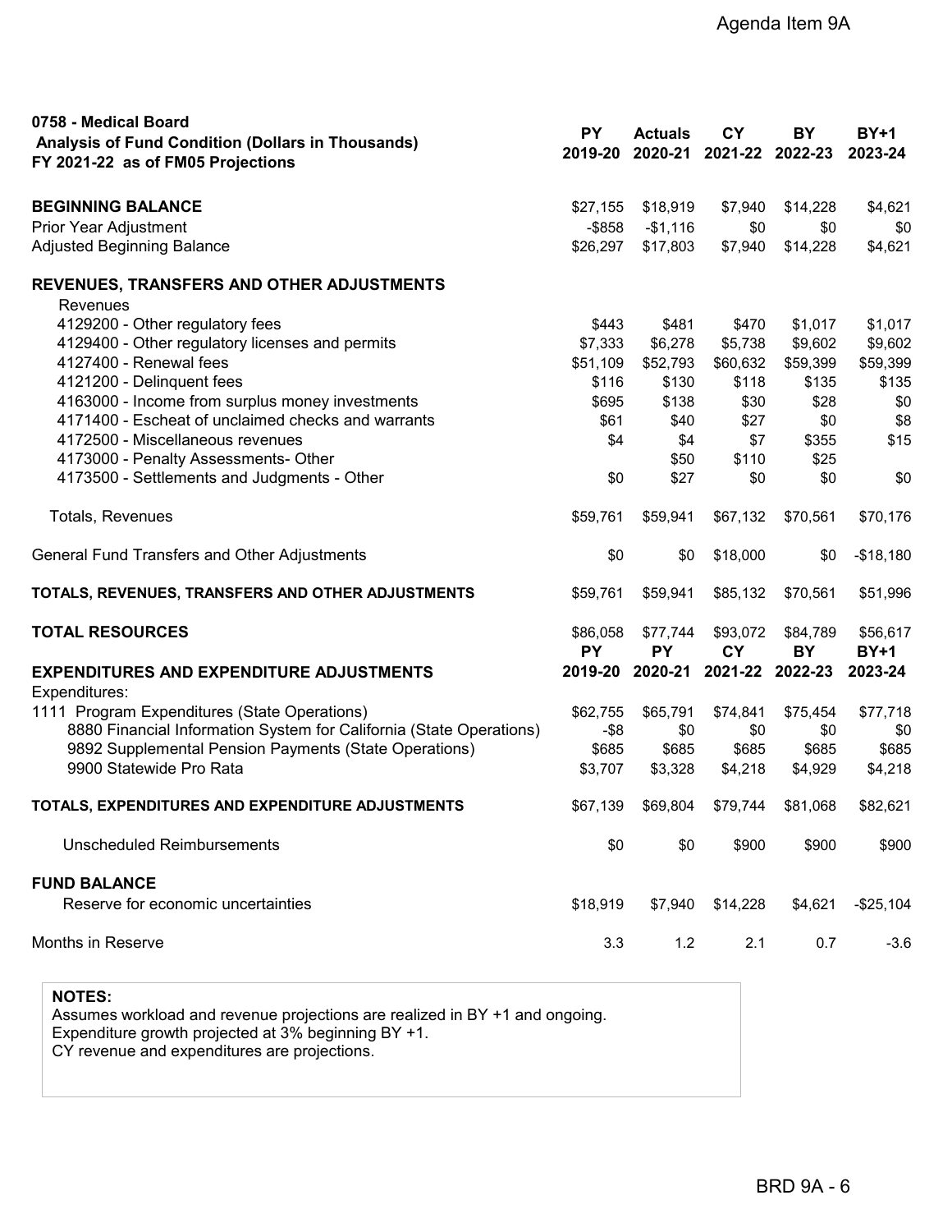Agenda Item 9A

| 0758 - Medical Board<br>Analysis of Fund Condition (Dollars in Thousands)<br>FY 2021-22 as of FM05 Projections | PY<br>2019-20 | Actuals<br>2020-21 | CY<br>2021-22 | BY<br>2022-23 | BY+1<br>2023-24 |
|---|---|---|---|---|---|
| **BEGINNING BALANCE** | $27,155 | $18,919 | $7,940 | $14,228 | $4,621 |
| Prior Year Adjustment | -$858 | -$1,116 | $0 | $0 | $0 |
| Adjusted Beginning Balance | $26,297 | $17,803 | $7,940 | $14,228 | $4,621 |
| **REVENUES, TRANSFERS AND OTHER ADJUSTMENTS** | | | | | |
| Revenues | | | | | |
| 4129200 - Other regulatory fees | $443 | $481 | $470 | $1,017 | $1,017 |
| 4129400 - Other regulatory licenses and permits | $7,333 | $6,278 | $5,738 | $9,602 | $9,602 |
| 4127400 - Renewal fees | $51,109 | $52,793 | $60,632 | $59,399 | $59,399 |
| 4121200 - Delinquent fees | $116 | $130 | $118 | $135 | $135 |
| 4163000 - Income from surplus money investments | $695 | $138 | $30 | $28 | $0 |
| 4171400 - Escheat of unclaimed checks and warrants | $61 | $40 | $27 | $0 | $8 |
| 4172500 - Miscellaneous revenues | $4 | $4 | $7 | $355 | $15 |
| 4173000 - Penalty Assessments- Other | | $50 | $110 | $25 | |
| 4173500 - Settlements and Judgments - Other | $0 | $27 | $0 | $0 | $0 |
| Totals, Revenues | $59,761 | $59,941 | $67,132 | $70,561 | $70,176 |
| General Fund Transfers and Other Adjustments | $0 | $0 | $18,000 | $0 | -$18,180 |
| **TOTALS, REVENUES, TRANSFERS AND OTHER ADJUSTMENTS** | $59,761 | $59,941 | $85,132 | $70,561 | $51,996 |
| **TOTAL RESOURCES** | $86,058 | $77,744 | $93,072 | $84,789 | $56,617 |
| **EXPENDITURES AND EXPENDITURE ADJUSTMENTS** | **PY<br>2019-20** | **PY<br>2020-21** | **CY<br>2021-22** | **BY<br>2022-23** | **BY+1<br>2023-24** |
| Expenditures: | | | | | |
| 1111 Program Expenditures (State Operations) | $62,755 | $65,791 | $74,841 | $75,454 | $77,718 |
| 8880 Financial Information System for California (State Operations) | -$8 | $0 | $0 | $0 | $0 |
| 9892 Supplemental Pension Payments (State Operations) | $685 | $685 | $685 | $685 | $685 |
| 9900 Statewide Pro Rata | $3,707 | $3,328 | $4,218 | $4,929 | $4,218 |
| **TOTALS, EXPENDITURES AND EXPENDITURE ADJUSTMENTS** | $67,139 | $69,804 | $79,744 | $81,068 | $82,621 |
| Unscheduled Reimbursements | $0 | $0 | $900 | $900 | $900 |
| **FUND BALANCE** | | | | | |
| Reserve for economic uncertainties | $18,919 | $7,940 | $14,228 | $4,621 | -$25,104 |
| Months in Reserve | 3.3 | 1.2 | 2.1 | 0.7 | -3.6 |

**NOTES:**
Assumes workload and revenue projections are realized in BY +1 and ongoing.
Expenditure growth projected at 3% beginning BY +1.
CY revenue and expenditures are projections.

BRD 9A - 6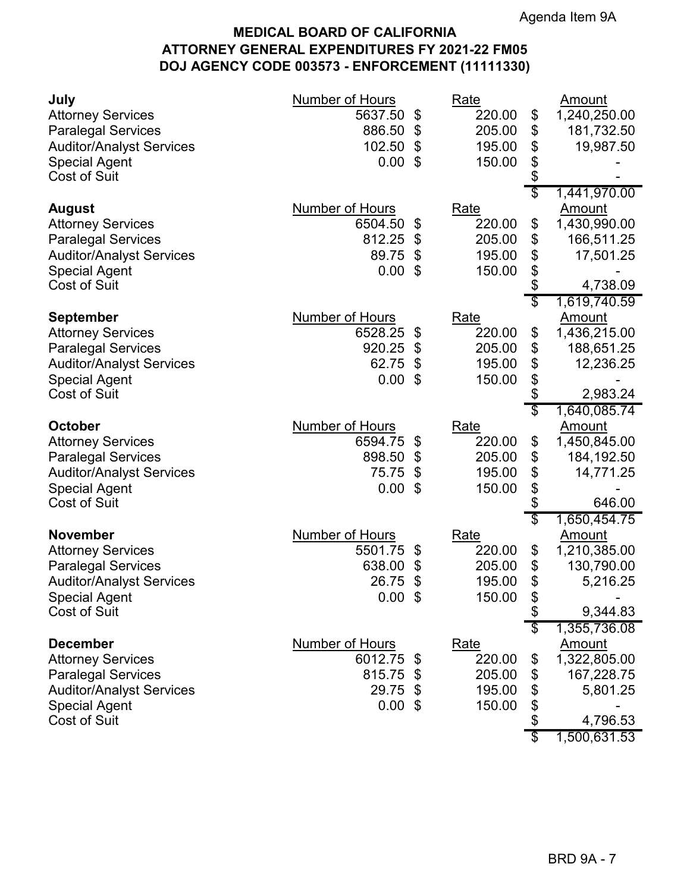Agenda Item 9A

# MEDICAL BOARD OF CALIFORNIA
## ATTORNEY GENERAL EXPENDITURES FY 2021-22 FM05
## DOJ AGENCY CODE 003573 - ENFORCEMENT (11111330)

| **July** | Number of Hours | Rate | Amount |
|---|---|---|---|
| Attorney Services | 5637.50 | $ 220.00 | $ 1,240,250.00 |
| Paralegal Services | 886.50 | $ 205.00 | $ 181,732.50 |
| Auditor/Analyst Services | 102.50 | $ 195.00 | $ 19,987.50 |
| Special Agent | 0.00 | $ 150.00 | $ - |
| Cost of Suit | | | $ - |
| | | | $ 1,441,970.00 |

| **August** | Number of Hours | Rate | Amount |
|---|---|---|---|
| Attorney Services | 6504.50 | $ 220.00 | $ 1,430,990.00 |
| Paralegal Services | 812.25 | $ 205.00 | $ 166,511.25 |
| Auditor/Analyst Services | 89.75 | $ 195.00 | $ 17,501.25 |
| Special Agent | 0.00 | $ 150.00 | $ - |
| Cost of Suit | | | $ 4,738.09 |
| | | | $ 1,619,740.59 |

| **September** | Number of Hours | Rate | Amount |
|---|---|---|---|
| Attorney Services | 6528.25 | $ 220.00 | $ 1,436,215.00 |
| Paralegal Services | 920.25 | $ 205.00 | $ 188,651.25 |
| Auditor/Analyst Services | 62.75 | $ 195.00 | $ 12,236.25 |
| Special Agent | 0.00 | $ 150.00 | $ - |
| Cost of Suit | | | $ 2,983.24 |
| | | | $ 1,640,085.74 |

| **October** | Number of Hours | Rate | Amount |
|---|---|---|---|
| Attorney Services | 6594.75 | $ 220.00 | $ 1,450,845.00 |
| Paralegal Services | 898.50 | $ 205.00 | $ 184,192.50 |
| Auditor/Analyst Services | 75.75 | $ 195.00 | $ 14,771.25 |
| Special Agent | 0.00 | $ 150.00 | $ - |
| Cost of Suit | | | $ 646.00 |
| | | | $ 1,650,454.75 |

| **November** | Number of Hours | Rate | Amount |
|---|---|---|---|
| Attorney Services | 5501.75 | $ 220.00 | $ 1,210,385.00 |
| Paralegal Services | 638.00 | $ 205.00 | $ 130,790.00 |
| Auditor/Analyst Services | 26.75 | $ 195.00 | $ 5,216.25 |
| Special Agent | 0.00 | $ 150.00 | $ - |
| Cost of Suit | | | $ 9,344.83 |
| | | | $ 1,355,736.08 |

| **December** | Number of Hours | Rate | Amount |
|---|---|---|---|
| Attorney Services | 6012.75 | $ 220.00 | $ 1,322,805.00 |
| Paralegal Services | 815.75 | $ 205.00 | $ 167,228.75 |
| Auditor/Analyst Services | 29.75 | $ 195.00 | $ 5,801.25 |
| Special Agent | 0.00 | $ 150.00 | $ - |
| Cost of Suit | | | $ 4,796.53 |
| | | | $ 1,500,631.53 |

BRD 9A - 7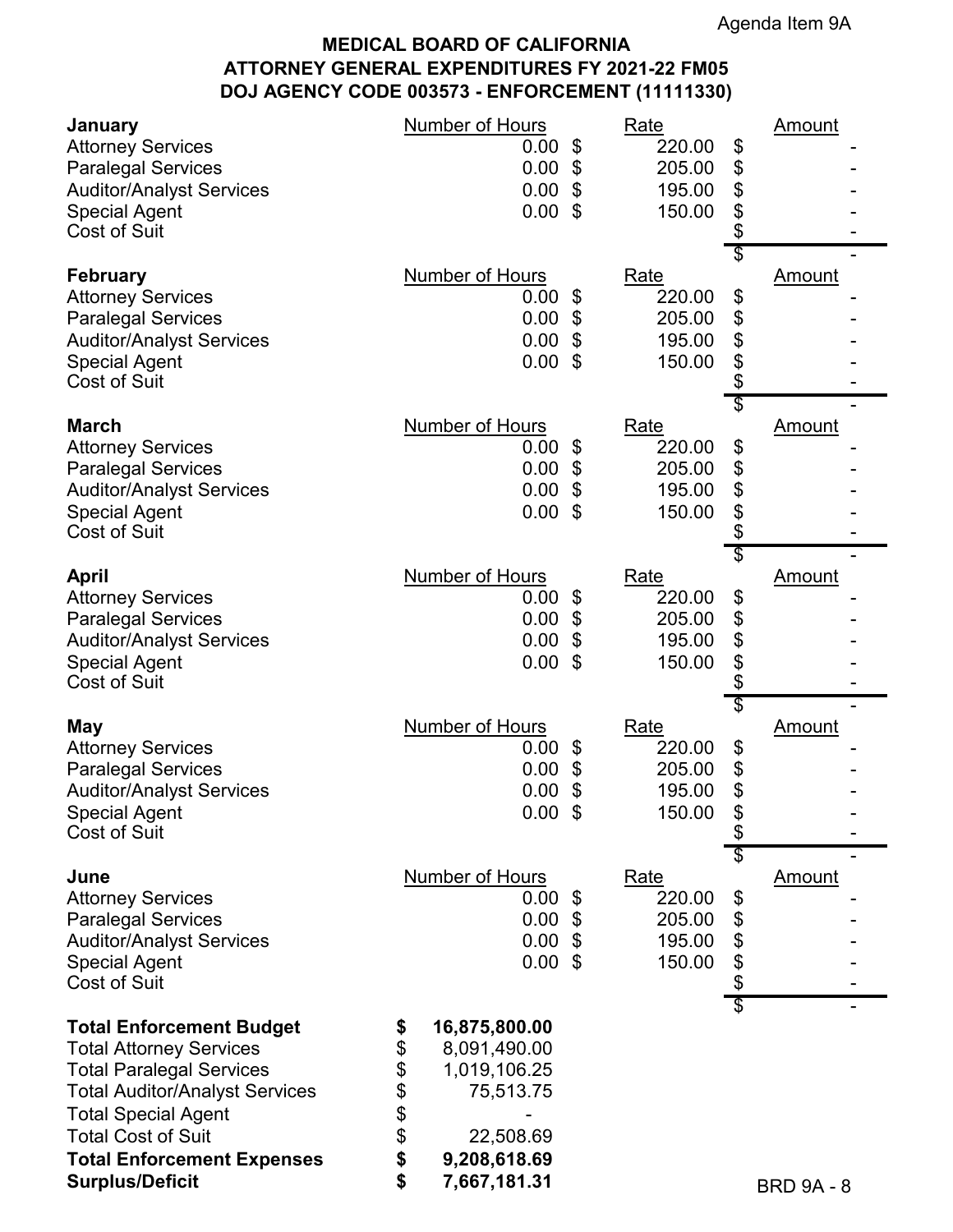Agenda Item 9A

# MEDICAL BOARD OF CALIFORNIA
## ATTORNEY GENERAL EXPENDITURES FY 2021-22 FM05
## DOJ AGENCY CODE 003573 - ENFORCEMENT (11111330)

| **January** | Number of Hours | Rate | Amount |
|---|---|---|---|
| Attorney Services | 0.00 | $ 220.00 | $ - |
| Paralegal Services | 0.00 | $ 205.00 | $ - |
| Auditor/Analyst Services | 0.00 | $ 195.00 | $ - |
| Special Agent | 0.00 | $ 150.00 | $ - |
| Cost of Suit | | | $ - |
| | | | $ - |

| **February** | Number of Hours | Rate | Amount |
|---|---|---|---|
| Attorney Services | 0.00 | $ 220.00 | $ - |
| Paralegal Services | 0.00 | $ 205.00 | $ - |
| Auditor/Analyst Services | 0.00 | $ 195.00 | $ - |
| Special Agent | 0.00 | $ 150.00 | $ - |
| Cost of Suit | | | $ - |
| | | | $ - |

| **March** | Number of Hours | Rate | Amount |
|---|---|---|---|
| Attorney Services | 0.00 | $ 220.00 | $ - |
| Paralegal Services | 0.00 | $ 205.00 | $ - |
| Auditor/Analyst Services | 0.00 | $ 195.00 | $ - |
| Special Agent | 0.00 | $ 150.00 | $ - |
| Cost of Suit | | | $ - |
| | | | $ - |

| **April** | Number of Hours | Rate | Amount |
|---|---|---|---|
| Attorney Services | 0.00 | $ 220.00 | $ - |
| Paralegal Services | 0.00 | $ 205.00 | $ - |
| Auditor/Analyst Services | 0.00 | $ 195.00 | $ - |
| Special Agent | 0.00 | $ 150.00 | $ - |
| Cost of Suit | | | $ - |
| | | | $ - |

| **May** | Number of Hours | Rate | Amount |
|---|---|---|---|
| Attorney Services | 0.00 | $ 220.00 | $ - |
| Paralegal Services | 0.00 | $ 205.00 | $ - |
| Auditor/Analyst Services | 0.00 | $ 195.00 | $ - |
| Special Agent | 0.00 | $ 150.00 | $ - |
| Cost of Suit | | | $ - |
| | | | $ - |

| **June** | Number of Hours | Rate | Amount |
|---|---|---|---|
| Attorney Services | 0.00 | $ 220.00 | $ - |
| Paralegal Services | 0.00 | $ 205.00 | $ - |
| Auditor/Analyst Services | 0.00 | $ 195.00 | $ - |
| Special Agent | 0.00 | $ 150.00 | $ - |
| Cost of Suit | | | $ - |
| | | | $ - |

| | |
|---|---|
| **Total Enforcement Budget** | **$ 16,875,800.00** |
| Total Attorney Services | $ 8,091,490.00 |
| Total Paralegal Services | $ 1,019,106.25 |
| Total Auditor/Analyst Services | $ 75,513.75 |
| Total Special Agent | $ - |
| Total Cost of Suit | $ 22,508.69 |
| **Total Enforcement Expenses** | **$ 9,208,618.69** |
| **Surplus/Deficit** | **$ 7,667,181.31** |

BRD 9A - 8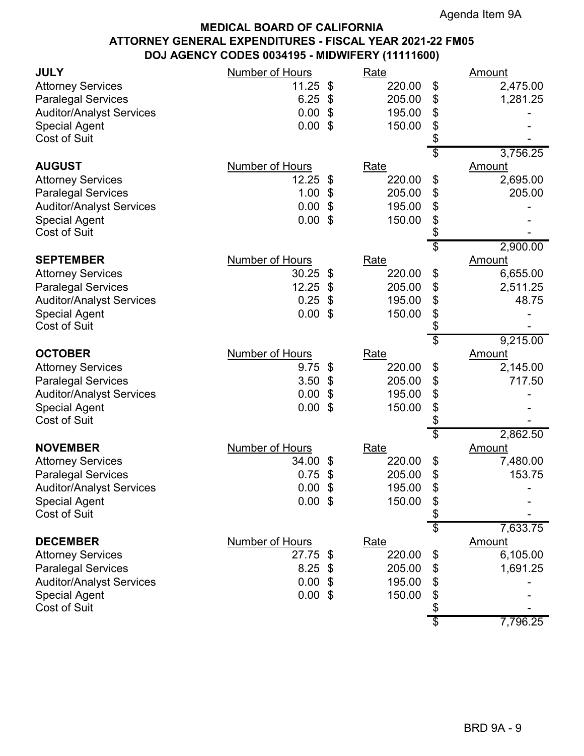Agenda Item 9A

**MEDICAL BOARD OF CALIFORNIA**
**ATTORNEY GENERAL EXPENDITURES - FISCAL YEAR 2021-22 FM05**
**DOJ AGENCY CODES 0034195 - MIDWIFERY (11111600)**

| **JULY** | Number of Hours | Rate | Amount |
|---|---|---|---|
| Attorney Services | 11.25 | $ 220.00 | $ 2,475.00 |
| Paralegal Services | 6.25 | $ 205.00 | $ 1,281.25 |
| Auditor/Analyst Services | 0.00 | $ 195.00 | $ - |
| Special Agent | 0.00 | $ 150.00 | $ - |
| Cost of Suit | | | $ - |
| | | | $ 3,756.25 |

| **AUGUST** | Number of Hours | Rate | Amount |
|---|---|---|---|
| Attorney Services | 12.25 | $ 220.00 | $ 2,695.00 |
| Paralegal Services | 1.00 | $ 205.00 | $ 205.00 |
| Auditor/Analyst Services | 0.00 | $ 195.00 | $ - |
| Special Agent | 0.00 | $ 150.00 | $ - |
| Cost of Suit | | | $ - |
| | | | $ 2,900.00 |

| **SEPTEMBER** | Number of Hours | Rate | Amount |
|---|---|---|---|
| Attorney Services | 30.25 | $ 220.00 | $ 6,655.00 |
| Paralegal Services | 12.25 | $ 205.00 | $ 2,511.25 |
| Auditor/Analyst Services | 0.25 | $ 195.00 | $ 48.75 |
| Special Agent | 0.00 | $ 150.00 | $ - |
| Cost of Suit | | | $ - |
| | | | $ 9,215.00 |

| **OCTOBER** | Number of Hours | Rate | Amount |
|---|---|---|---|
| Attorney Services | 9.75 | $ 220.00 | $ 2,145.00 |
| Paralegal Services | 3.50 | $ 205.00 | $ 717.50 |
| Auditor/Analyst Services | 0.00 | $ 195.00 | $ - |
| Special Agent | 0.00 | $ 150.00 | $ - |
| Cost of Suit | | | $ - |
| | | | $ 2,862.50 |

| **NOVEMBER** | Number of Hours | Rate | Amount |
|---|---|---|---|
| Attorney Services | 34.00 | $ 220.00 | $ 7,480.00 |
| Paralegal Services | 0.75 | $ 205.00 | $ 153.75 |
| Auditor/Analyst Services | 0.00 | $ 195.00 | $ - |
| Special Agent | 0.00 | $ 150.00 | $ - |
| Cost of Suit | | | $ - |
| | | | $ 7,633.75 |

| **DECEMBER** | Number of Hours | Rate | Amount |
|---|---|---|---|
| Attorney Services | 27.75 | $ 220.00 | $ 6,105.00 |
| Paralegal Services | 8.25 | $ 205.00 | $ 1,691.25 |
| Auditor/Analyst Services | 0.00 | $ 195.00 | $ - |
| Special Agent | 0.00 | $ 150.00 | $ - |
| Cost of Suit | | | $ - |
| | | | $ 7,796.25 |

BRD 9A - 9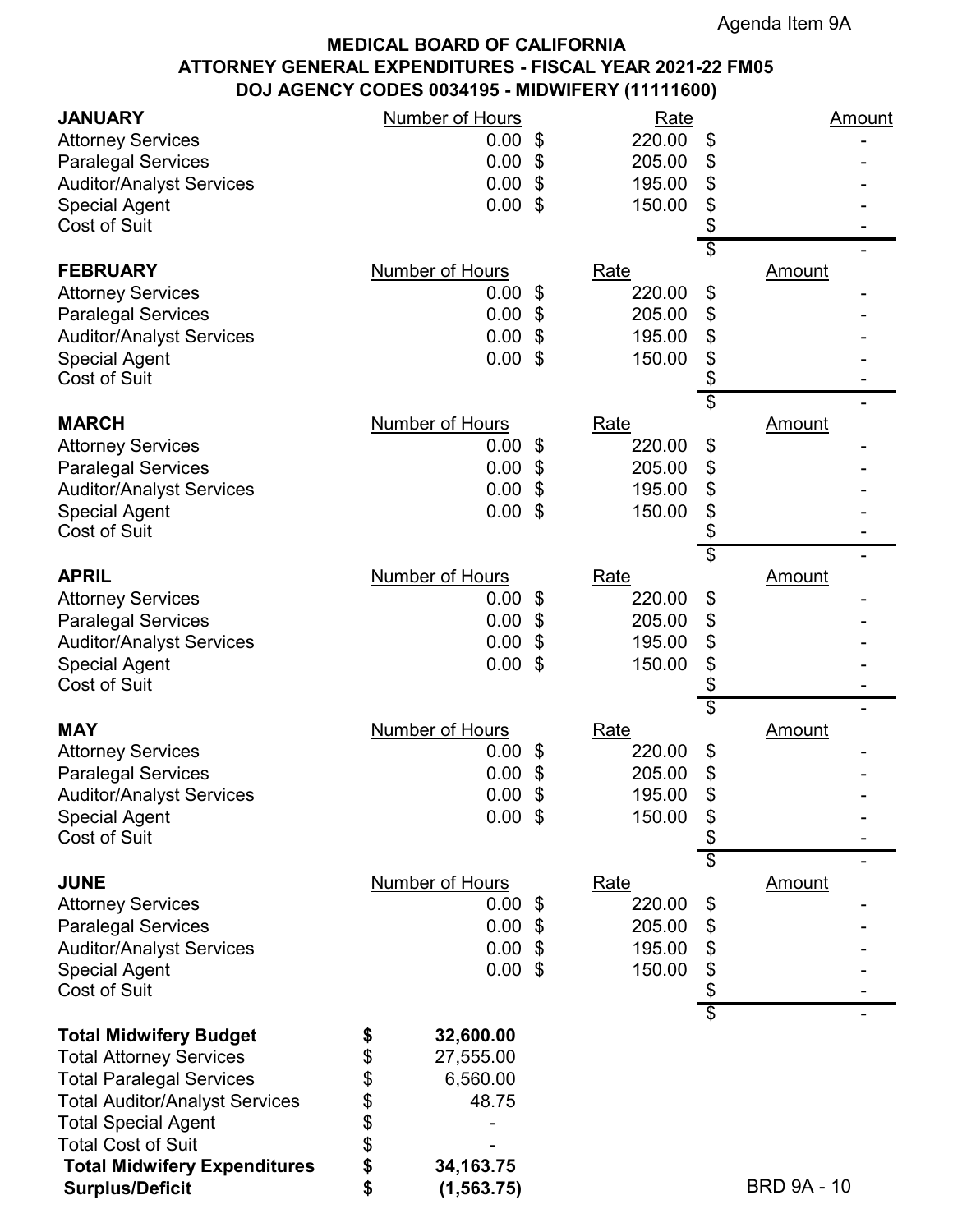Agenda Item 9A

# MEDICAL BOARD OF CALIFORNIA
## ATTORNEY GENERAL EXPENDITURES - FISCAL YEAR 2021-22 FM05
## DOJ AGENCY CODES 0034195 - MIDWIFERY (11111600)

| JANUARY | Number of Hours | Rate | Amount |
|---|---|---|---|
| Attorney Services | 0.00 | $ 220.00 | $ - |
| Paralegal Services | 0.00 | $ 205.00 | $ - |
| Auditor/Analyst Services | 0.00 | $ 195.00 | $ - |
| Special Agent | 0.00 | $ 150.00 | $ - |
| Cost of Suit | | | $ - |
| | | | $ - |

| FEBRUARY | Number of Hours | Rate | Amount |
|---|---|---|---|
| Attorney Services | 0.00 | $ 220.00 | $ - |
| Paralegal Services | 0.00 | $ 205.00 | $ - |
| Auditor/Analyst Services | 0.00 | $ 195.00 | $ - |
| Special Agent | 0.00 | $ 150.00 | $ - |
| Cost of Suit | | | $ - |
| | | | $ - |

| MARCH | Number of Hours | Rate | Amount |
|---|---|---|---|
| Attorney Services | 0.00 | $ 220.00 | $ - |
| Paralegal Services | 0.00 | $ 205.00 | $ - |
| Auditor/Analyst Services | 0.00 | $ 195.00 | $ - |
| Special Agent | 0.00 | $ 150.00 | $ - |
| Cost of Suit | | | $ - |
| | | | $ - |

| APRIL | Number of Hours | Rate | Amount |
|---|---|---|---|
| Attorney Services | 0.00 | $ 220.00 | $ - |
| Paralegal Services | 0.00 | $ 205.00 | $ - |
| Auditor/Analyst Services | 0.00 | $ 195.00 | $ - |
| Special Agent | 0.00 | $ 150.00 | $ - |
| Cost of Suit | | | $ - |
| | | | $ - |

| MAY | Number of Hours | Rate | Amount |
|---|---|---|---|
| Attorney Services | 0.00 | $ 220.00 | $ - |
| Paralegal Services | 0.00 | $ 205.00 | $ - |
| Auditor/Analyst Services | 0.00 | $ 195.00 | $ - |
| Special Agent | 0.00 | $ 150.00 | $ - |
| Cost of Suit | | | $ - |
| | | | $ - |

| JUNE | Number of Hours | Rate | Amount |
|---|---|---|---|
| Attorney Services | 0.00 | $ 220.00 | $ - |
| Paralegal Services | 0.00 | $ 205.00 | $ - |
| Auditor/Analyst Services | 0.00 | $ 195.00 | $ - |
| Special Agent | 0.00 | $ 150.00 | $ - |
| Cost of Suit | | | $ - |
| | | | $ - |

| | |
|---|---|
| **Total Midwifery Budget** | **$ 32,600.00** |
| Total Attorney Services | $ 27,555.00 |
| Total Paralegal Services | $ 6,560.00 |
| Total Auditor/Analyst Services | $ 48.75 |
| Total Special Agent | $ - |
| Total Cost of Suit | $ - |
| **Total Midwifery Expenditures** | **$ 34,163.75** |
| **Surplus/Deficit** | **$ (1,563.75)** |

BRD 9A - 10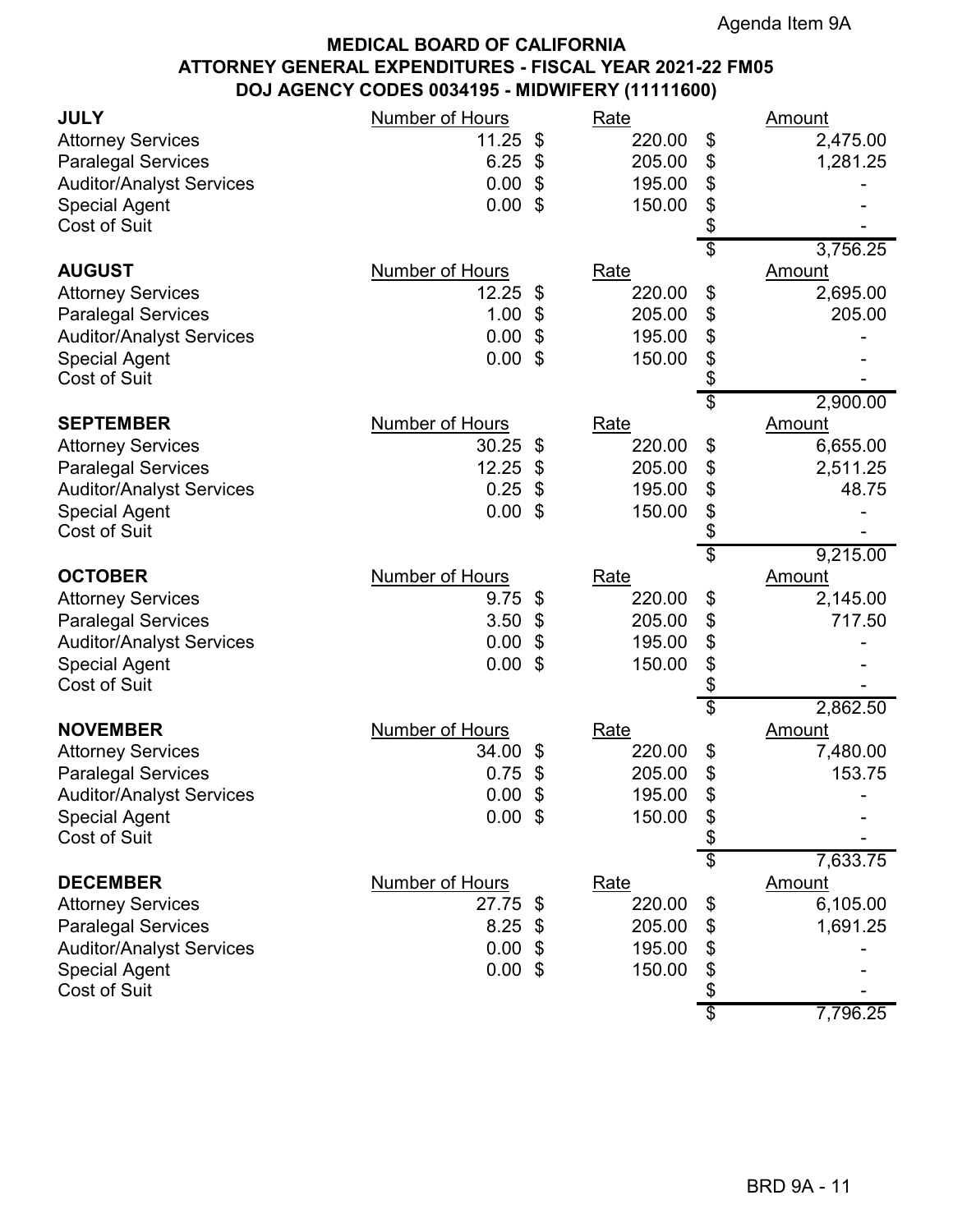Agenda Item 9A

**MEDICAL BOARD OF CALIFORNIA**
**ATTORNEY GENERAL EXPENDITURES - FISCAL YEAR 2021-22 FM05**
**DOJ AGENCY CODES 0034195 - MIDWIFERY (11111600)**

| **JULY** | Number of Hours | Rate | Amount |
|---|---|---|---|
| Attorney Services | 11.25 | $ 220.00 | $ 2,475.00 |
| Paralegal Services | 6.25 | $ 205.00 | $ 1,281.25 |
| Auditor/Analyst Services | 0.00 | $ 195.00 | $ - |
| Special Agent | 0.00 | $ 150.00 | $ - |
| Cost of Suit | | | $ - |
| | | | $ 3,756.25 |

| **AUGUST** | Number of Hours | Rate | Amount |
|---|---|---|---|
| Attorney Services | 12.25 | $ 220.00 | $ 2,695.00 |
| Paralegal Services | 1.00 | $ 205.00 | $ 205.00 |
| Auditor/Analyst Services | 0.00 | $ 195.00 | $ - |
| Special Agent | 0.00 | $ 150.00 | $ - |
| Cost of Suit | | | $ - |
| | | | $ 2,900.00 |

| **SEPTEMBER** | Number of Hours | Rate | Amount |
|---|---|---|---|
| Attorney Services | 30.25 | $ 220.00 | $ 6,655.00 |
| Paralegal Services | 12.25 | $ 205.00 | $ 2,511.25 |
| Auditor/Analyst Services | 0.25 | $ 195.00 | $ 48.75 |
| Special Agent | 0.00 | $ 150.00 | $ - |
| Cost of Suit | | | $ - |
| | | | $ 9,215.00 |

| **OCTOBER** | Number of Hours | Rate | Amount |
|---|---|---|---|
| Attorney Services | 9.75 | $ 220.00 | $ 2,145.00 |
| Paralegal Services | 3.50 | $ 205.00 | $ 717.50 |
| Auditor/Analyst Services | 0.00 | $ 195.00 | $ - |
| Special Agent | 0.00 | $ 150.00 | $ - |
| Cost of Suit | | | $ - |
| | | | $ 2,862.50 |

| **NOVEMBER** | Number of Hours | Rate | Amount |
|---|---|---|---|
| Attorney Services | 34.00 | $ 220.00 | $ 7,480.00 |
| Paralegal Services | 0.75 | $ 205.00 | $ 153.75 |
| Auditor/Analyst Services | 0.00 | $ 195.00 | $ - |
| Special Agent | 0.00 | $ 150.00 | $ - |
| Cost of Suit | | | $ - |
| | | | $ 7,633.75 |

| **DECEMBER** | Number of Hours | Rate | Amount |
|---|---|---|---|
| Attorney Services | 27.75 | $ 220.00 | $ 6,105.00 |
| Paralegal Services | 8.25 | $ 205.00 | $ 1,691.25 |
| Auditor/Analyst Services | 0.00 | $ 195.00 | $ - |
| Special Agent | 0.00 | $ 150.00 | $ - |
| Cost of Suit | | | $ - |
| | | | $ 7,796.25 |

BRD 9A - 11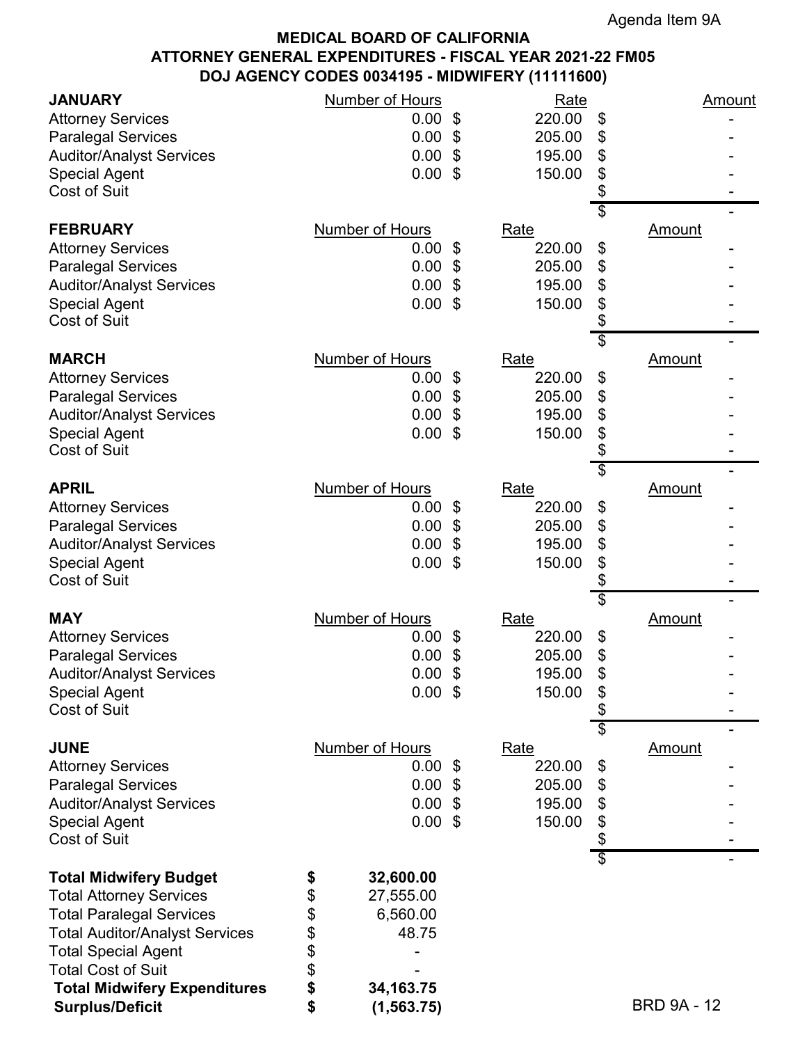Agenda Item 9A

**MEDICAL BOARD OF CALIFORNIA**
**ATTORNEY GENERAL EXPENDITURES - FISCAL YEAR 2021-22 FM05**
**DOJ AGENCY CODES 0034195 - MIDWIFERY (11111600)**

| **JANUARY** | Number of Hours | Rate | Amount |
|---|---|---|---|
| Attorney Services | 0.00 | $ 220.00 | $ - |
| Paralegal Services | 0.00 | $ 205.00 | $ - |
| Auditor/Analyst Services | 0.00 | $ 195.00 | $ - |
| Special Agent | 0.00 | $ 150.00 | $ - |
| Cost of Suit | | | $ - |
| | | | $ - |

| **FEBRUARY** | Number of Hours | Rate | Amount |
|---|---|---|---|
| Attorney Services | 0.00 | $ 220.00 | $ - |
| Paralegal Services | 0.00 | $ 205.00 | $ - |
| Auditor/Analyst Services | 0.00 | $ 195.00 | $ - |
| Special Agent | 0.00 | $ 150.00 | $ - |
| Cost of Suit | | | $ - |
| | | | $ - |

| **MARCH** | Number of Hours | Rate | Amount |
|---|---|---|---|
| Attorney Services | 0.00 | $ 220.00 | $ - |
| Paralegal Services | 0.00 | $ 205.00 | $ - |
| Auditor/Analyst Services | 0.00 | $ 195.00 | $ - |
| Special Agent | 0.00 | $ 150.00 | $ - |
| Cost of Suit | | | $ - |
| | | | $ - |

| **APRIL** | Number of Hours | Rate | Amount |
|---|---|---|---|
| Attorney Services | 0.00 | $ 220.00 | $ - |
| Paralegal Services | 0.00 | $ 205.00 | $ - |
| Auditor/Analyst Services | 0.00 | $ 195.00 | $ - |
| Special Agent | 0.00 | $ 150.00 | $ - |
| Cost of Suit | | | $ - |
| | | | $ - |

| **MAY** | Number of Hours | Rate | Amount |
|---|---|---|---|
| Attorney Services | 0.00 | $ 220.00 | $ - |
| Paralegal Services | 0.00 | $ 205.00 | $ - |
| Auditor/Analyst Services | 0.00 | $ 195.00 | $ - |
| Special Agent | 0.00 | $ 150.00 | $ - |
| Cost of Suit | | | $ - |
| | | | $ - |

| **JUNE** | Number of Hours | Rate | Amount |
|---|---|---|---|
| Attorney Services | 0.00 | $ 220.00 | $ - |
| Paralegal Services | 0.00 | $ 205.00 | $ - |
| Auditor/Analyst Services | 0.00 | $ 195.00 | $ - |
| Special Agent | 0.00 | $ 150.00 | $ - |
| Cost of Suit | | | $ - |
| | | | $ - |

| | |
|---|---|
| **Total Midwifery Budget** | **$ 32,600.00** |
| Total Attorney Services | $ 27,555.00 |
| Total Paralegal Services | $ 6,560.00 |
| Total Auditor/Analyst Services | $ 48.75 |
| Total Special Agent | $ - |
| Total Cost of Suit | $ - |
| **Total Midwifery Expenditures** | **$ 34,163.75** |
| **Surplus/Deficit** | **$ (1,563.75)** |

BRD 9A - 12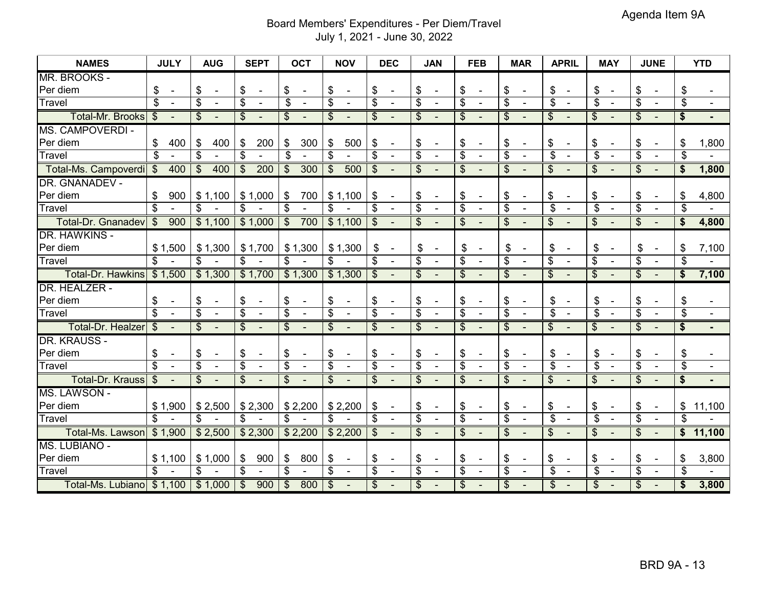Agenda Item 9A

## Board Members' Expenditures - Per Diem/Travel

July 1, 2021 - June 30, 2022

| NAMES | JULY | AUG | SEPT | OCT | NOV | DEC | JAN | FEB | MAR | APRIL | MAY | JUNE | YTD |
|---|---|---|---|---|---|---|---|---|---|---|---|---|---|
| MR. BROOKS - | | | | | | | | | | | | | |
| Per diem | $ - | $ - | $ - | $ - | $ - | $ - | $ - | $ - | $ - | $ - | $ - | $ - | $ - |
| Travel | $ - | $ - | $ - | $ - | $ - | $ - | $ - | $ - | $ - | $ - | $ - | $ - | $ - |
| Total-Mr. Brooks | $ - | $ - | $ - | $ - | $ - | $ - | $ - | $ - | $ - | $ - | $ - | $ - | **$ -** |
| MS. CAMPOVERDI - | | | | | | | | | | | | | |
| Per diem | $ 400 | $ 400 | $ 200 | $ 300 | $ 500 | $ - | $ - | $ - | $ - | $ - | $ - | $ - | $ 1,800 |
| Travel | $ - | $ - | $ - | $ - | $ - | $ - | $ - | $ - | $ - | $ - | $ - | $ - | $ - |
| Total-Ms. Campoverdi | $ 400 | $ 400 | $ 200 | $ 300 | $ 500 | $ - | $ - | $ - | $ - | $ - | $ - | $ - | **$ 1,800** |
| DR. GNANADEV - | | | | | | | | | | | | | |
| Per diem | $ 900 | $ 1,100 | $ 1,000 | $ 700 | $ 1,100 | $ - | $ - | $ - | $ - | $ - | $ - | $ - | $ 4,800 |
| Travel | $ - | $ - | $ - | $ - | $ - | $ - | $ - | $ - | $ - | $ - | $ - | $ - | $ - |
| Total-Dr. Gnanadev | $ 900 | $ 1,100 | $ 1,000 | $ 700 | $ 1,100 | $ - | $ - | $ - | $ - | $ - | $ - | $ - | **$ 4,800** |
| DR. HAWKINS - | | | | | | | | | | | | | |
| Per diem | $ 1,500 | $ 1,300 | $ 1,700 | $ 1,300 | $ 1,300 | $ - | $ - | $ - | $ - | $ - | $ - | $ - | $ 7,100 |
| Travel | $ - | $ - | $ - | $ - | $ - | $ - | $ - | $ - | $ - | $ - | $ - | $ - | $ - |
| Total-Dr. Hawkins | $ 1,500 | $ 1,300 | $ 1,700 | $ 1,300 | $ 1,300 | $ - | $ - | $ - | $ - | $ - | $ - | $ - | **$ 7,100** |
| DR. HEALZER - | | | | | | | | | | | | | |
| Per diem | $ - | $ - | $ - | $ - | $ - | $ - | $ - | $ - | $ - | $ - | $ - | $ - | $ - |
| Travel | $ - | $ - | $ - | $ - | $ - | $ - | $ - | $ - | $ - | $ - | $ - | $ - | $ - |
| Total-Dr. Healzer | $ - | $ - | $ - | $ - | $ - | $ - | $ - | $ - | $ - | $ - | $ - | $ - | **$ -** |
| DR. KRAUSS - | | | | | | | | | | | | | |
| Per diem | $ - | $ - | $ - | $ - | $ - | $ - | $ - | $ - | $ - | $ - | $ - | $ - | $ - |
| Travel | $ - | $ - | $ - | $ - | $ - | $ - | $ - | $ - | $ - | $ - | $ - | $ - | $ - |
| Total-Dr. Krauss | $ - | $ - | $ - | $ - | $ - | $ - | $ - | $ - | $ - | $ - | $ - | $ - | **$ -** |
| MS. LAWSON - | | | | | | | | | | | | | |
| Per diem | $ 1,900 | $ 2,500 | $ 2,300 | $ 2,200 | $ 2,200 | $ - | $ - | $ - | $ - | $ - | $ - | $ - | $ 11,100 |
| Travel | $ - | $ - | $ - | $ - | $ - | $ - | $ - | $ - | $ - | $ - | $ - | $ - | $ - |
| Total-Ms. Lawson | $ 1,900 | $ 2,500 | $ 2,300 | $ 2,200 | $ 2,200 | $ - | $ - | $ - | $ - | $ - | $ - | $ - | **$ 11,100** |
| MS. LUBIANO - | | | | | | | | | | | | | |
| Per diem | $ 1,100 | $ 1,000 | $ 900 | $ 800 | $ - | $ - | $ - | $ - | $ - | $ - | $ - | $ - | $ 3,800 |
| Travel | $ - | $ - | $ - | $ - | $ - | $ - | $ - | $ - | $ - | $ - | $ - | $ - | $ - |
| Total-Ms. Lubiano | $ 1,100 | $ 1,000 | $ 900 | $ 800 | $ - | $ - | $ - | $ - | $ - | $ - | $ - | $ - | **$ 3,800** |

BRD 9A - 13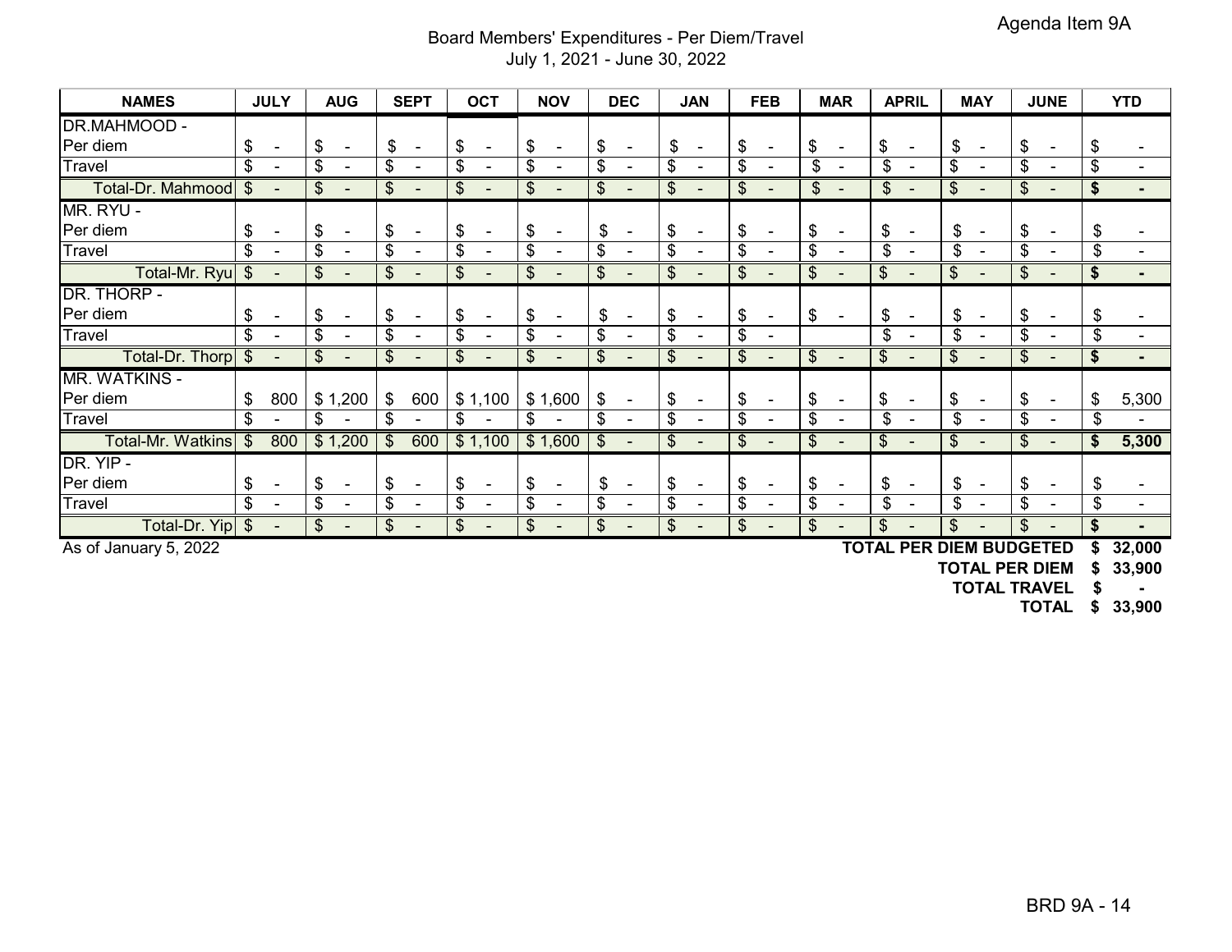Agenda Item 9A

# Board Members' Expenditures - Per Diem/Travel
July 1, 2021 - June 30, 2022

| NAMES | JULY | AUG | SEPT | OCT | NOV | DEC | JAN | FEB | MAR | APRIL | MAY | JUNE | YTD |
|---|---|---|---|---|---|---|---|---|---|---|---|---|---|
| DR.MAHMOOD - | | | | | | | | | | | | | |
| Per diem | $ - | $ - | $ - | $ - | $ - | $ - | $ - | $ - | $ - | $ - | $ - | $ - | $ - |
| Travel | $ - | $ - | $ - | $ - | $ - | $ - | $ - | $ - | $ - | $ - | $ - | $ - | $ - |
| Total-Dr. Mahmood | $ - | $ - | $ - | $ - | $ - | $ - | $ - | $ - | $ - | $ - | $ - | $ - | **$ -** |
| MR. RYU - | | | | | | | | | | | | | |
| Per diem | $ - | $ - | $ - | $ - | $ - | $ - | $ - | $ - | $ - | $ - | $ - | $ - | $ - |
| Travel | $ - | $ - | $ - | $ - | $ - | $ - | $ - | $ - | $ - | $ - | $ - | $ - | $ - |
| Total-Mr. Ryu | $ - | $ - | $ - | $ - | $ - | $ - | $ - | $ - | $ - | $ - | $ - | $ - | **$ -** |
| DR. THORP - | | | | | | | | | | | | | |
| Per diem | $ - | $ - | $ - | $ - | $ - | $ - | $ - | $ - | $ - | $ - | $ - | $ - | $ - |
| Travel | $ - | $ - | $ - | $ - | $ - | $ - | $ - | $ - | | $ - | $ - | $ - | $ - |
| Total-Dr. Thorp | $ - | $ - | $ - | $ - | $ - | $ - | $ - | $ - | $ - | $ - | $ - | $ - | **$ -** |
| MR. WATKINS - | | | | | | | | | | | | | |
| Per diem | $ 800 | $ 1,200 | $ 600 | $ 1,100 | $ 1,600 | $ - | $ - | $ - | $ - | $ - | $ - | $ - | $ 5,300 |
| Travel | $ - | $ - | $ - | $ - | $ - | $ - | $ - | $ - | $ - | $ - | $ - | $ - | $ - |
| Total-Mr. Watkins | $ 800 | $ 1,200 | $ 600 | $ 1,100 | $ 1,600 | $ - | $ - | $ - | $ - | $ - | $ - | $ - | **$ 5,300** |
| DR. YIP - | | | | | | | | | | | | | |
| Per diem | $ - | $ - | $ - | $ - | $ - | $ - | $ - | $ - | $ - | $ - | $ - | $ - | $ - |
| Travel | $ - | $ - | $ - | $ - | $ - | $ - | $ - | $ - | $ - | $ - | $ - | $ - | $ - |
| Total-Dr. Yip | $ - | $ - | $ - | $ - | $ - | $ - | $ - | $ - | $ - | $ - | $ - | $ - | **$ -** |

As of January 5, 2022

| | |
|---|---|
| **TOTAL PER DIEM BUDGETED** | **$ 32,000** |
| **TOTAL PER DIEM** | **$ 33,900** |
| **TOTAL TRAVEL** | **$ -** |
| **TOTAL** | **$ 33,900** |

BRD 9A - 14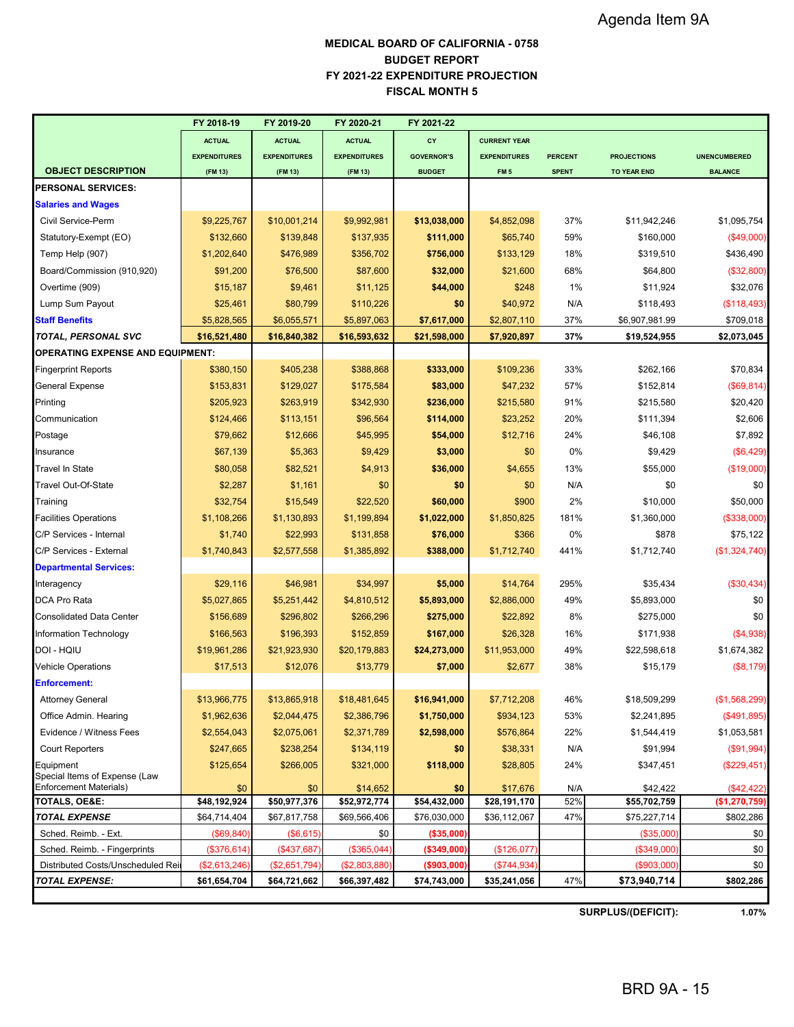Agenda Item 9A

**MEDICAL BOARD OF CALIFORNIA - 0758**
**BUDGET REPORT**
**FY 2021-22 EXPENDITURE PROJECTION**
**FISCAL MONTH 5**

| OBJECT DESCRIPTION | FY 2018-19 ACTUAL EXPENDITURES (FM 13) | FY 2019-20 ACTUAL EXPENDITURES (FM 13) | FY 2020-21 ACTUAL EXPENDITURES (FM 13) | FY 2021-22 CY GOVERNOR'S BUDGET | CURRENT YEAR EXPENDITURES FM 5 | PERCENT SPENT | PROJECTIONS TO YEAR END | UNENCUMBERED BALANCE |
|---|---|---|---|---|---|---|---|---|
| **PERSONAL SERVICES:** | | | | | | | | |
| **Salaries and Wages** | | | | | | | | |
| Civil Service-Perm | $9,225,767 | $10,001,214 | $9,992,981 | **$13,038,000** | $4,852,098 | 37% | $11,942,246 | $1,095,754 |
| Statutory-Exempt (EO) | $132,660 | $139,848 | $137,935 | **$111,000** | $65,740 | 59% | $160,000 | ($49,000) |
| Temp Help (907) | $1,202,640 | $476,989 | $356,702 | **$756,000** | $133,129 | 18% | $319,510 | $436,490 |
| Board/Commission (910,920) | $91,200 | $76,500 | $87,600 | **$32,000** | $21,600 | 68% | $64,800 | ($32,800) |
| Overtime (909) | $15,187 | $9,461 | $11,125 | **$44,000** | $248 | 1% | $11,924 | $32,076 |
| Lump Sum Payout | $25,461 | $80,799 | $110,226 | **$0** | $40,972 | N/A | $118,493 | ($118,493) |
| **Staff Benefits** | $5,828,565 | $6,055,571 | $5,897,063 | **$7,617,000** | $2,807,110 | 37% | $6,907,981.99 | $709,018 |
| ***TOTAL, PERSONAL SVC*** | **$16,521,480** | **$16,840,382** | **$16,593,632** | **$21,598,000** | **$7,920,897** | **37%** | **$19,524,955** | **$2,073,045** |
| **OPERATING EXPENSE AND EQUIPMENT:** | | | | | | | | |
| Fingerprint Reports | $380,150 | $405,238 | $388,868 | **$333,000** | $109,236 | 33% | $262,166 | $70,834 |
| General Expense | $153,831 | $129,027 | $175,584 | **$83,000** | $47,232 | 57% | $152,814 | ($69,814) |
| Printing | $205,923 | $263,919 | $342,930 | **$236,000** | $215,580 | 91% | $215,580 | $20,420 |
| Communication | $124,466 | $113,151 | $96,564 | **$114,000** | $23,252 | 20% | $111,394 | $2,606 |
| Postage | $79,662 | $12,666 | $45,995 | **$54,000** | $12,716 | 24% | $46,108 | $7,892 |
| Insurance | $67,139 | $5,363 | $9,429 | **$3,000** | $0 | 0% | $9,429 | ($6,429) |
| Travel In State | $80,058 | $82,521 | $4,913 | **$36,000** | $4,655 | 13% | $55,000 | ($19,000) |
| Travel Out-Of-State | $2,287 | $1,161 | $0 | **$0** | $0 | N/A | $0 | $0 |
| Training | $32,754 | $15,549 | $22,520 | **$60,000** | $900 | 2% | $10,000 | $50,000 |
| Facilities Operations | $1,108,266 | $1,130,893 | $1,199,894 | **$1,022,000** | $1,850,825 | 181% | $1,360,000 | ($338,000) |
| C/P Services - Internal | $1,740 | $22,993 | $131,858 | **$76,000** | $366 | 0% | $878 | $75,122 |
| C/P Services - External | $1,740,843 | $2,577,558 | $1,385,892 | **$388,000** | $1,712,740 | 441% | $1,712,740 | ($1,324,740) |
| **Departmental Services:** | | | | | | | | |
| Interagency | $29,116 | $46,981 | $34,997 | **$5,000** | $14,764 | 295% | $35,434 | ($30,434) |
| DCA Pro Rata | $5,027,865 | $5,251,442 | $4,810,512 | **$5,893,000** | $2,886,000 | 49% | $5,893,000 | $0 |
| Consolidated Data Center | $156,689 | $296,802 | $266,296 | **$275,000** | $22,892 | 8% | $275,000 | $0 |
| Information Technology | $166,563 | $196,393 | $152,859 | **$167,000** | $26,328 | 16% | $171,938 | ($4,938) |
| DOI - HQIU | $19,961,286 | $21,923,930 | $20,179,883 | **$24,273,000** | $11,953,000 | 49% | $22,598,618 | $1,674,382 |
| Vehicle Operations | $17,513 | $12,076 | $13,779 | **$7,000** | $2,677 | 38% | $15,179 | ($8,179) |
| **Enforcement:** | | | | | | | | |
| Attorney General | $13,966,775 | $13,865,918 | $18,481,645 | **$16,941,000** | $7,712,208 | 46% | $18,509,299 | ($1,568,299) |
| Office Admin. Hearing | $1,962,636 | $2,044,475 | $2,386,796 | **$1,750,000** | $934,123 | 53% | $2,241,895 | ($491,895) |
| Evidence / Witness Fees | $2,554,043 | $2,075,061 | $2,371,789 | **$2,598,000** | $576,864 | 22% | $1,544,419 | $1,053,581 |
| Court Reporters | $247,665 | $238,254 | $134,119 | **$0** | $38,331 | N/A | $91,994 | ($91,994) |
| Equipment | $125,654 | $266,005 | $321,000 | **$118,000** | $28,805 | 24% | $347,451 | ($229,451) |
| Special Items of Expense (Law Enforcement Materials) | $0 | $0 | $14,652 | **$0** | $17,676 | N/A | $42,422 | ($42,422) |
| **TOTALS, OE&E:** | **$48,192,924** | **$50,977,376** | **$52,972,774** | **$54,432,000** | **$28,191,170** | 52% | **$55,702,759** | **($1,270,759)** |
| ***TOTAL EXPENSE*** | $64,714,404 | $67,817,758 | $69,566,406 | $76,030,000 | $36,112,067 | 47% | $75,227,714 | $802,286 |
| Sched. Reimb. - Ext. | ($69,840) | ($6,615) | $0 | **($35,000)** | | | ($35,000) | $0 |
| Sched. Reimb. - Fingerprints | ($376,614) | ($437,687) | ($365,044) | **($349,000)** | ($126,077) | | ($349,000) | $0 |
| Distributed Costs/Unscheduled Rei | ($2,613,246) | ($2,651,794) | ($2,803,880) | **($903,000)** | ($744,934) | | ($903,000) | $0 |
| ***TOTAL EXPENSE:*** | **$61,654,704** | **$64,721,662** | **$66,397,482** | **$74,743,000** | **$35,241,056** | 47% | **$73,940,714** | **$802,286** |

**SURPLUS/(DEFICIT):** **1.07%**

BRD 9A - 15